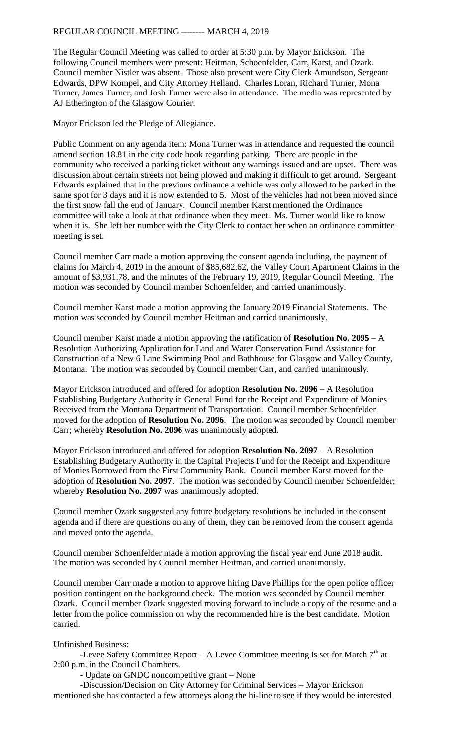# REGULAR COUNCIL MEETING -------- MARCH 4, 2019

The Regular Council Meeting was called to order at 5:30 p.m. by Mayor Erickson. The following Council members were present: Heitman, Schoenfelder, Carr, Karst, and Ozark. Council member Nistler was absent. Those also present were City Clerk Amundson, Sergeant Edwards, DPW Kompel, and City Attorney Helland. Charles Loran, Richard Turner, Mona Turner, James Turner, and Josh Turner were also in attendance. The media was represented by AJ Etherington of the Glasgow Courier.

Mayor Erickson led the Pledge of Allegiance.

Public Comment on any agenda item: Mona Turner was in attendance and requested the council amend section 18.81 in the city code book regarding parking. There are people in the community who received a parking ticket without any warnings issued and are upset. There was discussion about certain streets not being plowed and making it difficult to get around. Sergeant Edwards explained that in the previous ordinance a vehicle was only allowed to be parked in the same spot for 3 days and it is now extended to 5. Most of the vehicles had not been moved since the first snow fall the end of January. Council member Karst mentioned the Ordinance committee will take a look at that ordinance when they meet. Ms. Turner would like to know when it is. She left her number with the City Clerk to contact her when an ordinance committee meeting is set.

Council member Carr made a motion approving the consent agenda including, the payment of claims for March 4, 2019 in the amount of $85,682.62, the Valley Court Apartment Claims in the amount of $3,931.78, and the minutes of the February 19, 2019, Regular Council Meeting. The motion was seconded by Council member Schoenfelder, and carried unanimously.

Council member Karst made a motion approving the January 2019 Financial Statements. The motion was seconded by Council member Heitman and carried unanimously.

Council member Karst made a motion approving the ratification of **Resolution No. 2095** – A Resolution Authorizing Application for Land and Water Conservation Fund Assistance for Construction of a New 6 Lane Swimming Pool and Bathhouse for Glasgow and Valley County, Montana. The motion was seconded by Council member Carr, and carried unanimously.

Mayor Erickson introduced and offered for adoption **Resolution No. 2096** – A Resolution Establishing Budgetary Authority in General Fund for the Receipt and Expenditure of Monies Received from the Montana Department of Transportation. Council member Schoenfelder moved for the adoption of **Resolution No. 2096**. The motion was seconded by Council member Carr; whereby **Resolution No. 2096** was unanimously adopted.

Mayor Erickson introduced and offered for adoption **Resolution No. 2097** – A Resolution Establishing Budgetary Authority in the Capital Projects Fund for the Receipt and Expenditure of Monies Borrowed from the First Community Bank. Council member Karst moved for the adoption of **Resolution No. 2097**. The motion was seconded by Council member Schoenfelder; whereby **Resolution No. 2097** was unanimously adopted.

Council member Ozark suggested any future budgetary resolutions be included in the consent agenda and if there are questions on any of them, they can be removed from the consent agenda and moved onto the agenda.

Council member Schoenfelder made a motion approving the fiscal year end June 2018 audit. The motion was seconded by Council member Heitman, and carried unanimously.

Council member Carr made a motion to approve hiring Dave Phillips for the open police officer position contingent on the background check. The motion was seconded by Council member Ozark. Council member Ozark suggested moving forward to include a copy of the resume and a letter from the police commission on why the recommended hire is the best candidate. Motion carried.

Unfinished Business:

-Levee Safety Committee Report – A Levee Committee meeting is set for March 7th at 2:00 p.m. in the Council Chambers.

- Update on GNDC noncompetitive grant – None

-Discussion/Decision on City Attorney for Criminal Services – Mayor Erickson mentioned she has contacted a few attorneys along the hi-line to see if they would be interested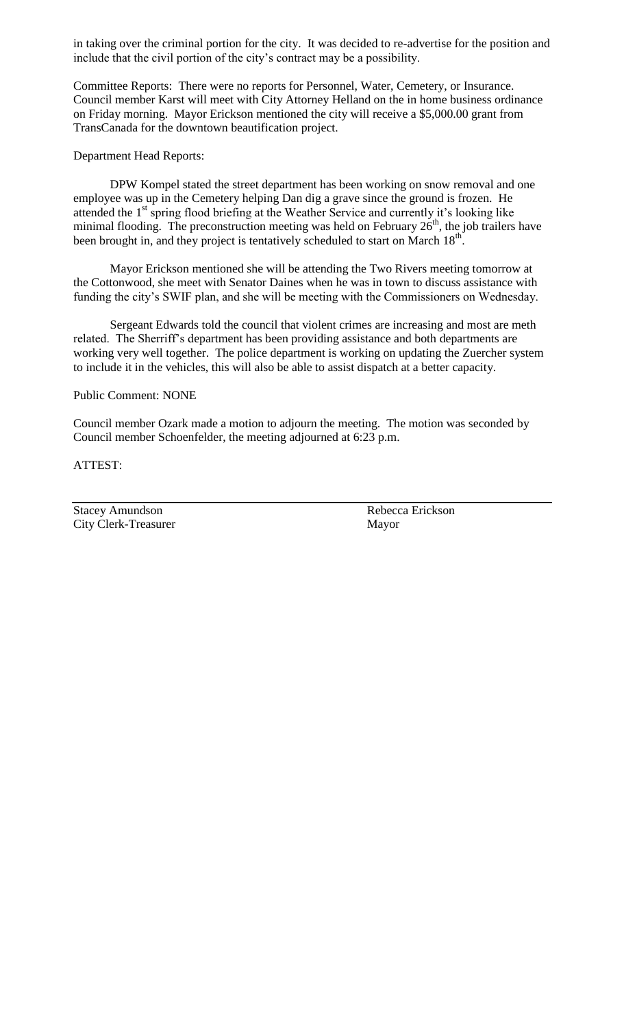in taking over the criminal portion for the city. It was decided to re-advertise for the position and include that the civil portion of the city's contract may be a possibility.

Committee Reports: There were no reports for Personnel, Water, Cemetery, or Insurance. Council member Karst will meet with City Attorney Helland on the in home business ordinance on Friday morning. Mayor Erickson mentioned the city will receive a $5,000.00 grant from TransCanada for the downtown beautification project.

Department Head Reports:

DPW Kompel stated the street department has been working on snow removal and one employee was up in the Cemetery helping Dan dig a grave since the ground is frozen. He attended the 1st spring flood briefing at the Weather Service and currently it's looking like minimal flooding. The preconstruction meeting was held on February 26th, the job trailers have been brought in, and they project is tentatively scheduled to start on March 18th.

Mayor Erickson mentioned she will be attending the Two Rivers meeting tomorrow at the Cottonwood, she meet with Senator Daines when he was in town to discuss assistance with funding the city's SWIF plan, and she will be meeting with the Commissioners on Wednesday.

Sergeant Edwards told the council that violent crimes are increasing and most are meth related. The Sherriff's department has been providing assistance and both departments are working very well together. The police department is working on updating the Zuercher system to include it in the vehicles, this will also be able to assist dispatch at a better capacity.

Public Comment: NONE

Council member Ozark made a motion to adjourn the meeting. The motion was seconded by Council member Schoenfelder, the meeting adjourned at 6:23 p.m.

ATTEST:

Stacey Amundson
City Clerk-Treasurer

Rebecca Erickson
Mayor